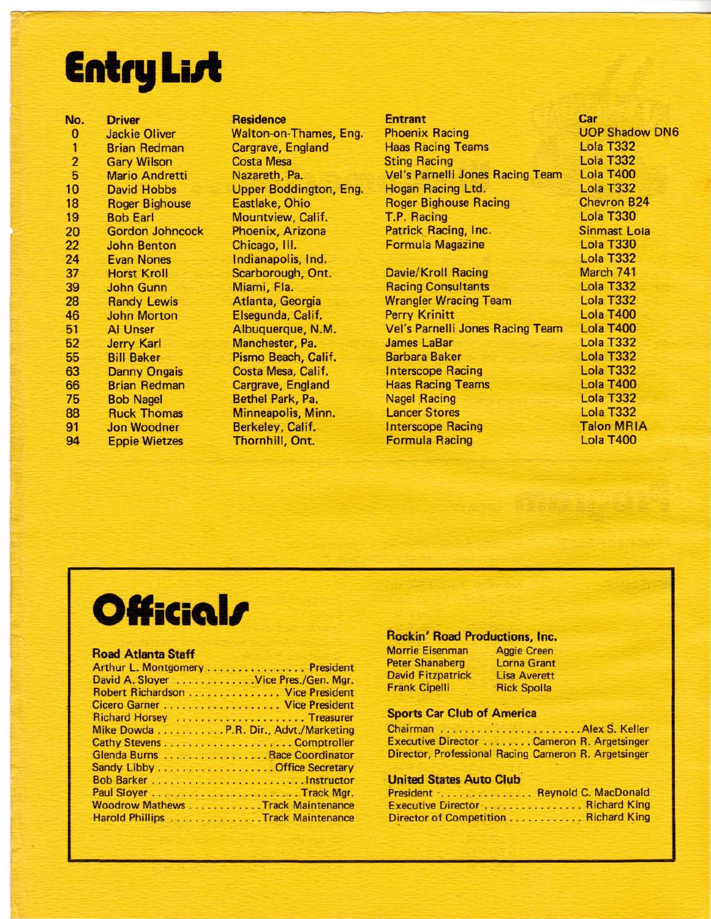# Entry List

| No. | Driver | Residence | Entrant | Car |
|---|---|---|---|---|
| 0 | Jackie Oliver | Walton-on-Thames, Eng. | Phoenix Racing | UOP Shadow DN6 |
| 1 | Brian Redman | Cargrave, England | Haas Racing Teams | Lola T332 |
| 2 | Gary Wilson | Costa Mesa | Sting Racing | Lola T332 |
| 5 | Mario Andretti | Nazareth, Pa. | Vel's Parnelli Jones Racing Team | Lola T400 |
| 10 | David Hobbs | Upper Boddington, Eng. | Hogan Racing Ltd. | Lola T332 |
| 18 | Roger Bighouse | Eastlake, Ohio | Roger Bighouse Racing | Chevron B24 |
| 19 | Bob Earl | Mountview, Calif. | T.P. Racing | Lola T330 |
| 20 | Gordon Johncock | Phoenix, Arizona | Patrick Racing, Inc. | Sinmast Lola |
| 22 | John Benton | Chicago, Ill. | Formula Magazine | Lola T330 |
| 24 | Evan Nones | Indianapolis, Ind. | | Lola T332 |
| 37 | Horst Kroll | Scarborough, Ont. | Davie/Kroll Racing | March 741 |
| 39 | John Gunn | Miami, Fla. | Racing Consultants | Lola T332 |
| 28 | Randy Lewis | Atlanta, Georgia | Wrangler Wracing Team | Lola T332 |
| 46 | John Morton | Elsegunda, Calif. | Perry Krinitt | Lola T400 |
| 51 | Al Unser | Albuquerque, N.M. | Vel's Parnelli Jones Racing Team | Lola T400 |
| 52 | Jerry Karl | Manchester, Pa. | James LaBar | Lola T332 |
| 55 | Bill Baker | Pismo Beach, Calif. | Barbara Baker | Lola T332 |
| 63 | Danny Ongais | Costa Mesa, Calif. | Interscope Racing | Lola T332 |
| 66 | Brian Redman | Cargrave, England | Haas Racing Teams | Lola T400 |
| 75 | Bob Nagel | Bethel Park, Pa. | Nagel Racing | Lola T332 |
| 88 | Ruck Thomas | Minneapolis, Minn. | Lancer Stores | Lola T332 |
| 91 | Jon Woodner | Berkeley, Calif. | Interscope Racing | Talon MRIA |
| 94 | Eppie Wietzes | Thornhill, Ont. | Formula Racing | Lola T400 |

# Officials

### Road Atlanta Staff

Arthur L. Montgomery . . . . . . . . . . . . . . . President
David A. Sloyer . . . . . . . . . . . . Vice Pres./Gen. Mgr.
Robert Richardson . . . . . . . . . . . . . . Vice President
Cicero Garner . . . . . . . . . . . . . . . . . . Vice President
Richard Horsey . . . . . . . . . . . . . . . . . . . . Treasurer
Mike Dowda . . . . . . . . . . . P.R. Dir., Advt./Marketing
Cathy Stevens . . . . . . . . . . . . . . . . . . . . Comptroller
Glenda Burns . . . . . . . . . . . . . . . . Race Coordinator
Sandy Libby . . . . . . . . . . . . . . . . . . Office Secretary
Bob Barker . . . . . . . . . . . . . . . . . . . . . . . . Instructor
Paul Sloyer . . . . . . . . . . . . . . . . . . . . . . . Track Mgr.
Woodrow Mathews . . . . . . . . . . . Track Maintenance
Harold Phillips . . . . . . . . . . . . . . Track Maintenance

### Rockin' Road Productions, Inc.

| | |
|---|---|
| Morrie Eisenman | Aggie Creen |
| Peter Shanaberg | Lorna Grant |
| David Fitzpatrick | Lisa Averett |
| Frank Cipelli | Rick Spolla |

### Sports Car Club of America

Chairman . . . . . . . . . . . . . . . . . . . . . . . Alex S. Keller
Executive Director . . . . . . . . Cameron R. Argetsinger
Director, Professional Racing Cameron R. Argetsinger

### United States Auto Club

President . . . . . . . . . . . . . . . . Reynold C. MacDonald
Executive Director . . . . . . . . . . . . . . . . Richard King
Director of Competition . . . . . . . . . . . . Richard King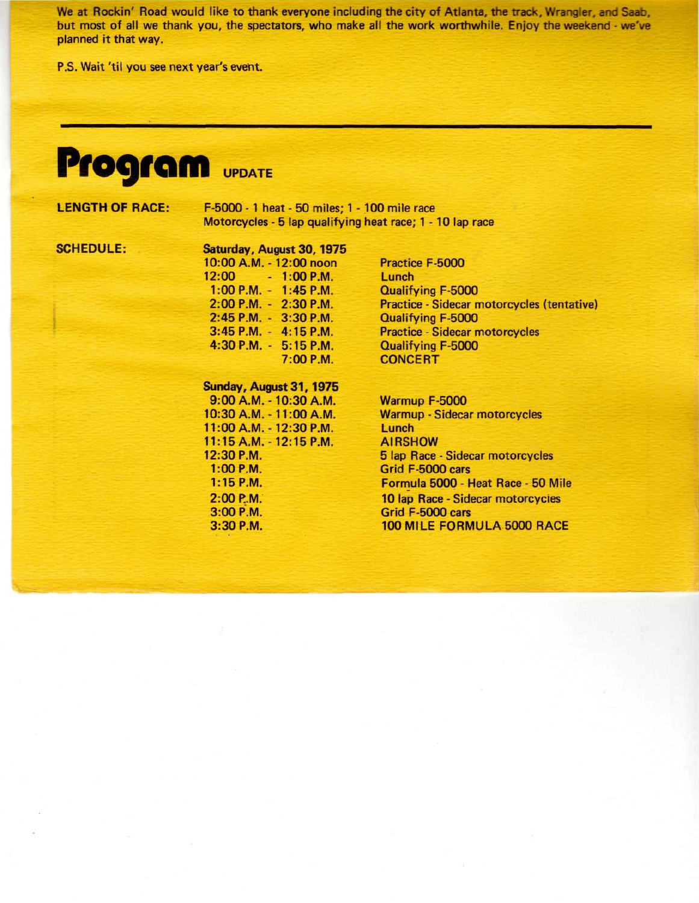We at Rockin' Road would like to thank everyone including the city of Atlanta, the track, Wrangler, and Saab, but most of all we thank you, the spectators, who make all the work worthwhile. Enjoy the weekend - we've planned it that way.

P.S. Wait 'til you see next year's event.

---

# Program UPDATE

**LENGTH OF RACE:**

F-5000 - 1 heat - 50 miles; 1 - 100 mile race
Motorcycles - 5 lap qualifying heat race; 1 - 10 lap race

**SCHEDULE:**

**Saturday, August 30, 1975**

| | |
|---|---|
| 10:00 A.M. - 12:00 noon | Practice F-5000 |
| 12:00 - 1:00 P.M. | Lunch |
| 1:00 P.M. - 1:45 P.M. | Qualifying F-5000 |
| 2:00 P.M. - 2:30 P.M. | Practice - Sidecar motorcycles (tentative) |
| 2:45 P.M. - 3:30 P.M. | Qualifying F-5000 |
| 3:45 P.M. - 4:15 P.M. | Practice - Sidecar motorcycles |
| 4:30 P.M. - 5:15 P.M. | Qualifying F-5000 |
| 7:00 P.M. | CONCERT |

**Sunday, August 31, 1975**

| | |
|---|---|
| 9:00 A.M. - 10:30 A.M. | Warmup F-5000 |
| 10:30 A.M. - 11:00 A.M. | Warmup - Sidecar motorcycles |
| 11:00 A.M. - 12:30 P.M. | Lunch |
| 11:15 A.M. - 12:15 P.M. | AIRSHOW |
| 12:30 P.M. | 5 lap Race - Sidecar motorcycles |
| 1:00 P.M. | Grid F-5000 cars |
| 1:15 P.M. | Formula 5000 - Heat Race - 50 Mile |
| 2:00 P.M. | 10 lap Race - Sidecar motorcycles |
| 3:00 P.M. | Grid F-5000 cars |
| 3:30 P.M. | 100 MILE FORMULA 5000 RACE |